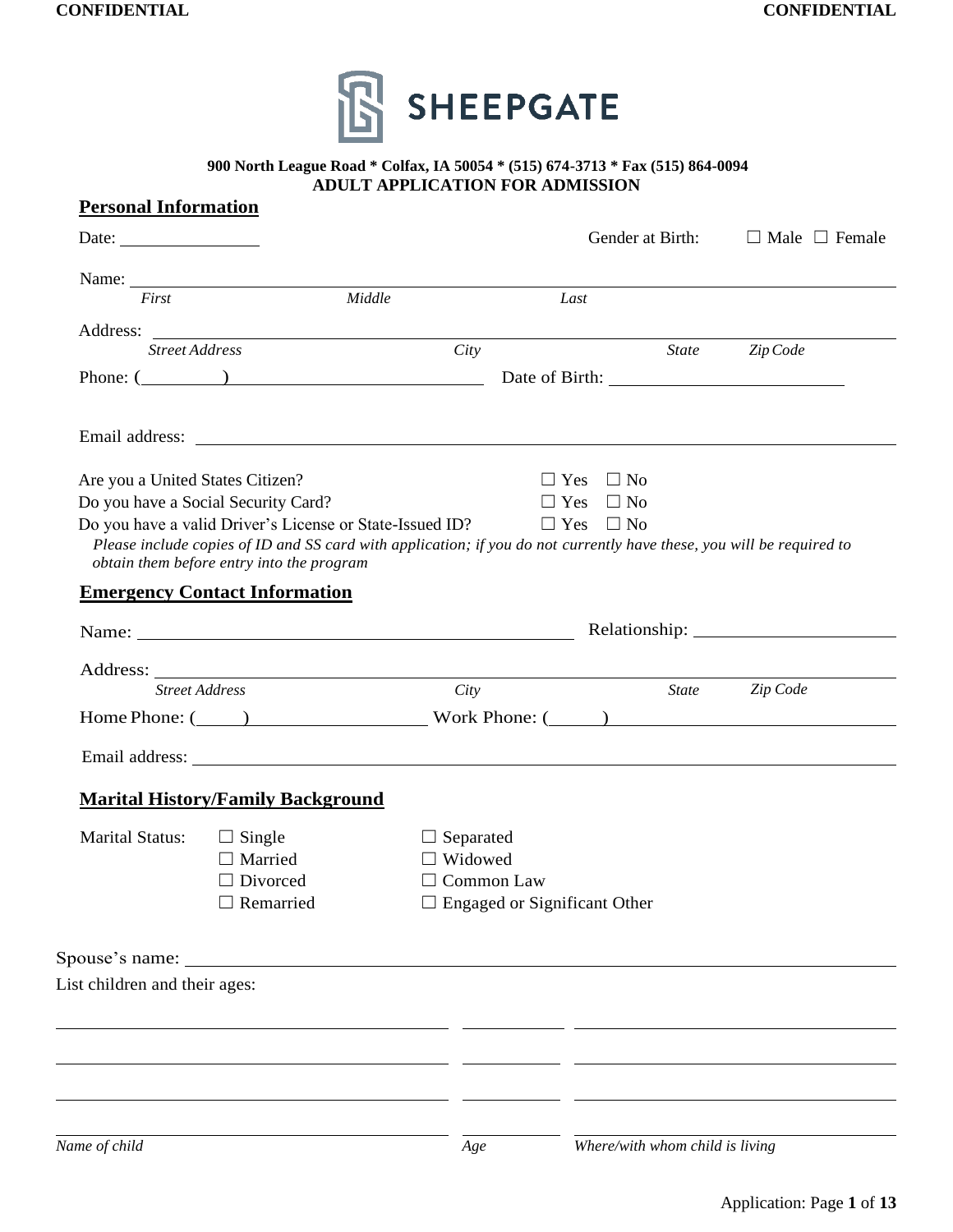**SHEEPGATE**

**900 North League Road * Colfax, IA 50054 * (515) 674-3713 * Fax (515) 864-0094**

**ADULT APPLICATION FOR ADMISSION**

## Personal Information

Date: ________________ Gender at Birth: ☐ Male ☐ Female

Name: ______________________________________________
*First* *Middle* *Last*

Address: ______________________________________________
*Street Address* *City* *State* *Zip Code*

Phone: (________) ________________________ Date of Birth: ________________________

Email address: ______________________________________________

Are you a United States Citizen? ☐ Yes ☐ No

Do you have a Social Security Card? ☐ Yes ☐ No

Do you have a valid Driver's License or State-Issued ID? ☐ Yes ☐ No

*Please include copies of ID and SS card with application; if you do not currently have these, you will be required to obtain them before entry into the program*

## Emergency Contact Information

Name: ______________________________ Relationship: ____________________

Address: ______________________________________________
*Street Address* *City* *State* *Zip Code*

Home Phone: (_____) ________________ Work Phone: (_____) ________________________

Email address: ______________________________________________

## Marital History/Family Background

Marital Status:

☐ Single
☐ Married
☐ Divorced
☐ Remarried
☐ Separated
☐ Widowed
☐ Common Law
☐ Engaged or Significant Other

Spouse's name: ______________________________________________

List children and their ages:

| *Name of child* | *Age* | *Where/with whom child is living* |
|---|---|---|
| | | |
| | | |
| | | |
| | | |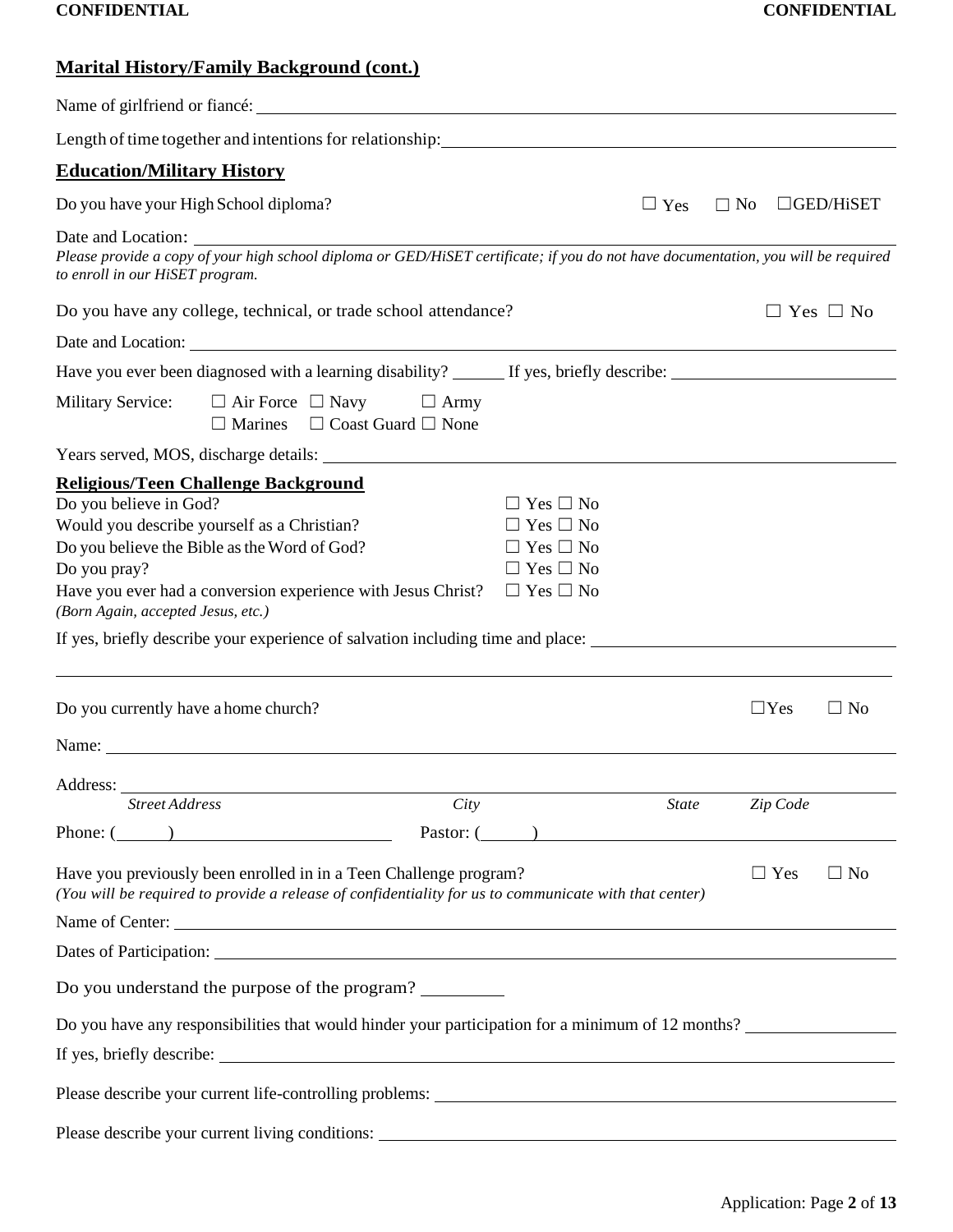## Marital History/Family Background (cont.)

Name of girlfriend or fiancé: ____________________

Length of time together and intentions for relationship: ____________________

## Education/Military History

Do you have your High School diploma? ☐ Yes ☐ No ☐GED/HiSET

Date and Location: ____________________

*Please provide a copy of your high school diploma or GED/HiSET certificate; if you do not have documentation, you will be required to enroll in our HiSET program.*

Do you have any college, technical, or trade school attendance? ☐ Yes ☐ No

Date and Location: ____________________

Have you ever been diagnosed with a learning disability? ______ If yes, briefly describe: ____________________

Military Service: ☐ Air Force ☐ Navy ☐ Army ☐ Marines ☐ Coast Guard ☐ None

Years served, MOS, discharge details: ____________________

## Religious/Teen Challenge Background

Do you believe in God? ☐ Yes ☐ No

Would you describe yourself as a Christian? ☐ Yes ☐ No

Do you believe the Bible as the Word of God? ☐ Yes ☐ No

Do you pray? ☐ Yes ☐ No

Have you ever had a conversion experience with Jesus Christ? ☐ Yes ☐ No
*(Born Again, accepted Jesus, etc.)*

If yes, briefly describe your experience of salvation including time and place: ____________________

____________________

Do you currently have a home church? ☐Yes ☐ No

Name: ____________________

Address: ____________________
*Street Address* *City* *State* *Zip Code*

Phone: ( ) ____________________ Pastor: ( ) ____________________

Have you previously been enrolled in in a Teen Challenge program? ☐ Yes ☐ No
*(You will be required to provide a release of confidentiality for us to communicate with that center)*

Name of Center: ____________________

Dates of Participation: ____________________

Do you understand the purpose of the program? _________

Do you have any responsibilities that would hinder your participation for a minimum of 12 months? ____________

If yes, briefly describe: ____________________

Please describe your current life-controlling problems: ____________________

Please describe your current living conditions: ____________________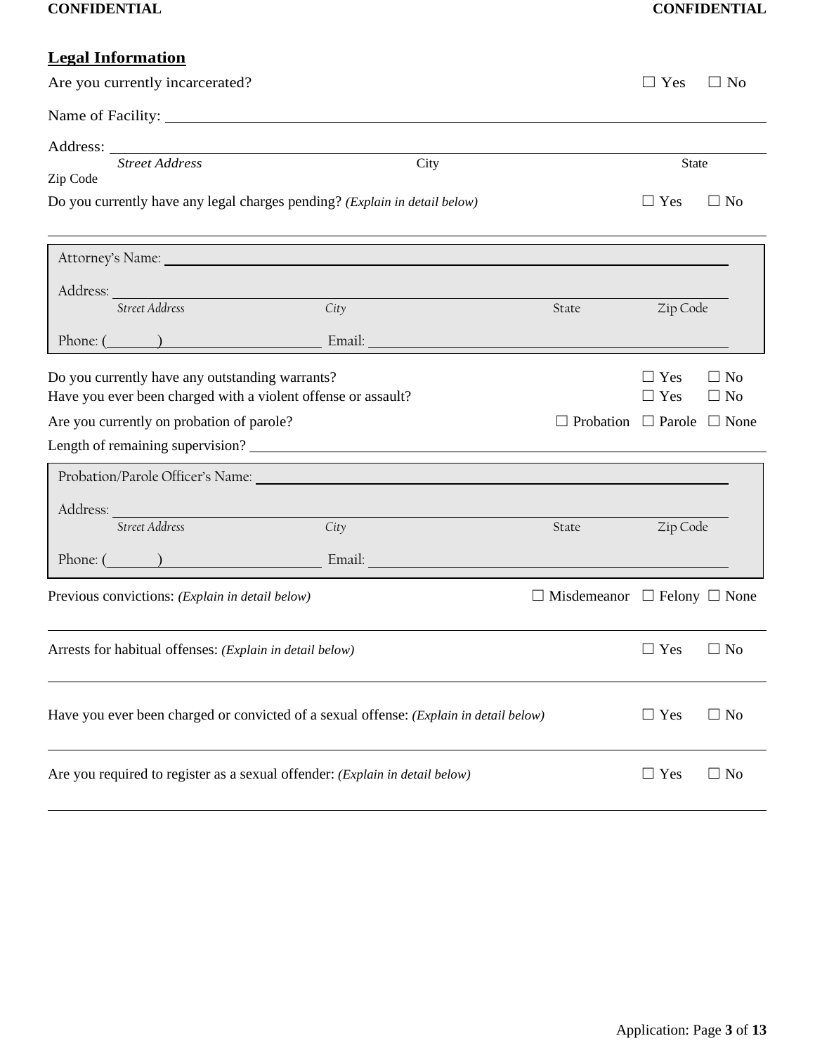## Legal Information

Are you currently incarcerated? ☐ Yes ☐ No

Name of Facility: ______________________________

Address: ______________________________

*Street Address* City State

Zip Code

Do you currently have any legal charges pending? *(Explain in detail below)* ☐ Yes ☐ No

______________________________

Attorney's Name: ______________________________

Address: ______________________________

*Street Address* *City* State Zip Code

Phone: (______) ______________ Email: ______________________________

Do you currently have any outstanding warrants? ☐ Yes ☐ No

Have you ever been charged with a violent offense or assault? ☐ Yes ☐ No

Are you currently on probation of parole? ☐ Probation ☐ Parole ☐ None

Length of remaining supervision? ______________________________

Probation/Parole Officer's Name: ______________________________

Address: ______________________________

*Street Address* *City* State Zip Code

Phone: (______) ______________ Email: ______________________________

Previous convictions: *(Explain in detail below)* ☐ Misdemeanor ☐ Felony ☐ None

______________________________

Arrests for habitual offenses: *(Explain in detail below)* ☐ Yes ☐ No

______________________________

Have you ever been charged or convicted of a sexual offense: *(Explain in detail below)* ☐ Yes ☐ No

______________________________

Are you required to register as a sexual offender: *(Explain in detail below)* ☐ Yes ☐ No

______________________________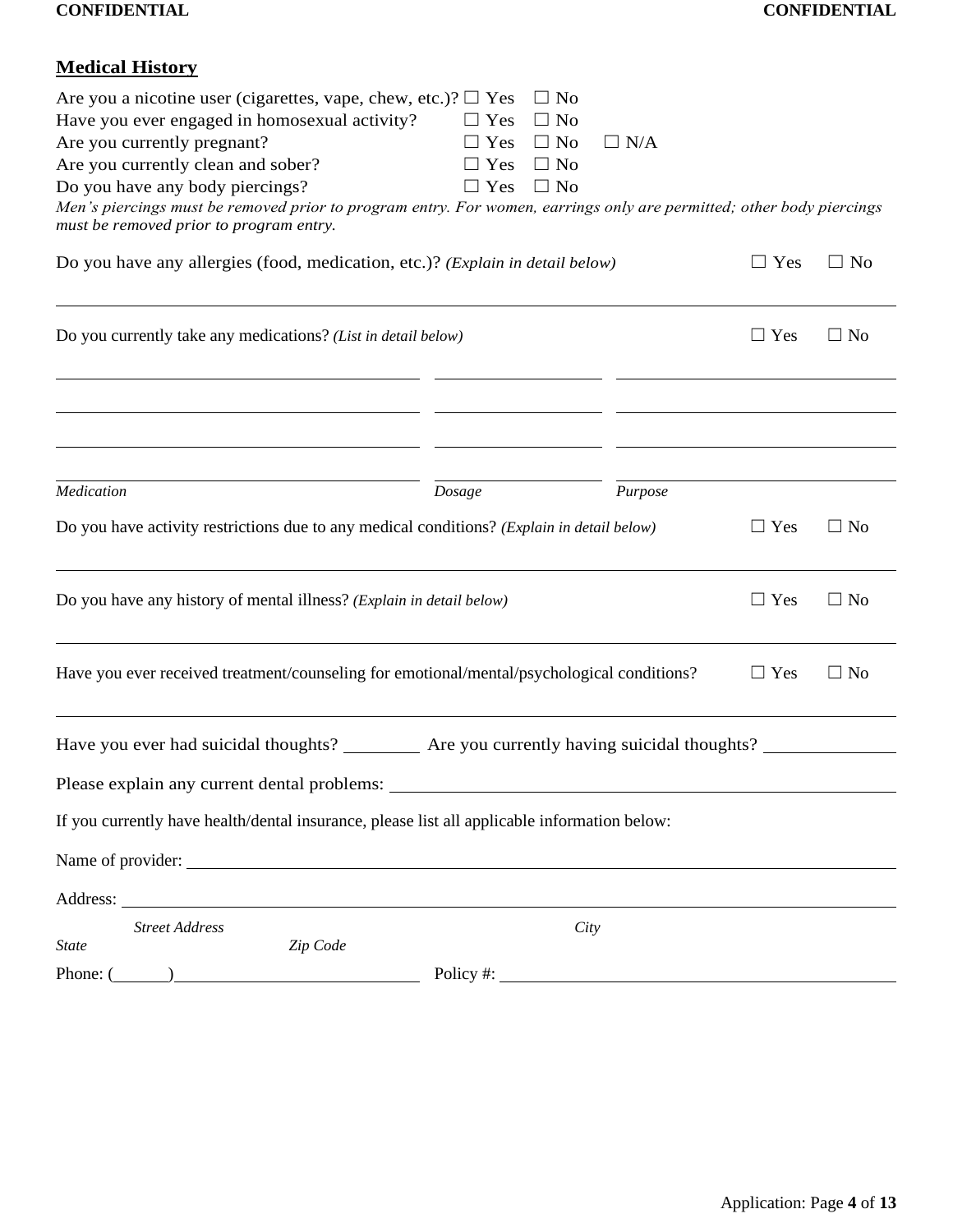## **Medical History**

Are you a nicotine user (cigarettes, vape, chew, etc.)? ☐ Yes ☐ No
Have you ever engaged in homosexual activity? ☐ Yes ☐ No
Are you currently pregnant? ☐ Yes ☐ No ☐ N/A
Are you currently clean and sober? ☐ Yes ☐ No
Do you have any body piercings? ☐ Yes ☐ No

*Men's piercings must be removed prior to program entry. For women, earrings only are permitted; other body piercings must be removed prior to program entry.*

Do you have any allergies (food, medication, etc.)? *(Explain in detail below)* ☐ Yes ☐ No

______________________________________________________________________

Do you currently take any medications? *(List in detail below)* ☐ Yes ☐ No

| *Medication* | *Dosage* | *Purpose* |
|---|---|---|
| | | |
| | | |
| | | |
| | | |

Do you have activity restrictions due to any medical conditions? *(Explain in detail below)* ☐ Yes ☐ No

______________________________________________________________________

Do you have any history of mental illness? *(Explain in detail below)* ☐ Yes ☐ No

______________________________________________________________________

Have you ever received treatment/counseling for emotional/mental/psychological conditions? ☐ Yes ☐ No

______________________________________________________________________

Have you ever had suicidal thoughts? ________ Are you currently having suicidal thoughts? ______________

Please explain any current dental problems: ______________________________________________

If you currently have health/dental insurance, please list all applicable information below:

Name of provider: ______________________________________________________________

Address: _____________________________________________________________________
*Street Address* *City* *State* *Zip Code*

Phone: (______)__________________________ Policy #: ______________________________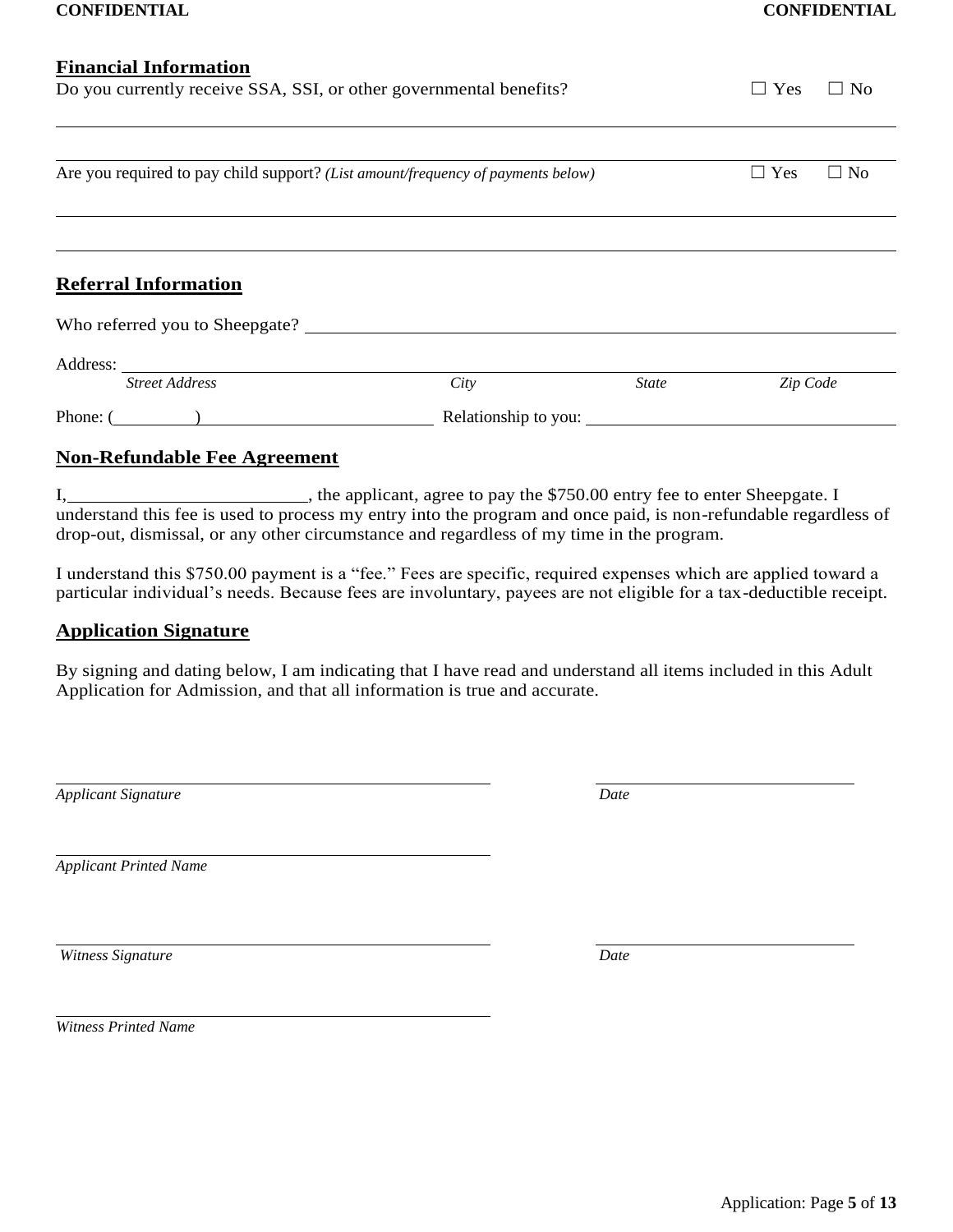## Financial Information

Do you currently receive SSA, SSI, or other governmental benefits? ☐ Yes ☐ No

______________________________________________________________________________

______________________________________________________________________________

Are you required to pay child support? *(List amount/frequency of payments below)* ☐ Yes ☐ No

______________________________________________________________________________

______________________________________________________________________________

## Referral Information

Who referred you to Sheepgate? ______________________________________________

Address: ______________________________________________________________
*Street Address* *City* *State* *Zip Code*

Phone: (________) ____________________ Relationship to you: ____________________

## Non-Refundable Fee Agreement

I, ________________________, the applicant, agree to pay the $750.00 entry fee to enter Sheepgate. I understand this fee is used to process my entry into the program and once paid, is non-refundable regardless of drop-out, dismissal, or any other circumstance and regardless of my time in the program.

I understand this $750.00 payment is a "fee." Fees are specific, required expenses which are applied toward a particular individual's needs. Because fees are involuntary, payees are not eligible for a tax-deductible receipt.

## Application Signature

By signing and dating below, I am indicating that I have read and understand all items included in this Adult Application for Admission, and that all information is true and accurate.

______________________________________ ______________________
*Applicant Signature* *Date*

______________________________________
*Applicant Printed Name*

______________________________________ ______________________
*Witness Signature* *Date*

______________________________________
*Witness Printed Name*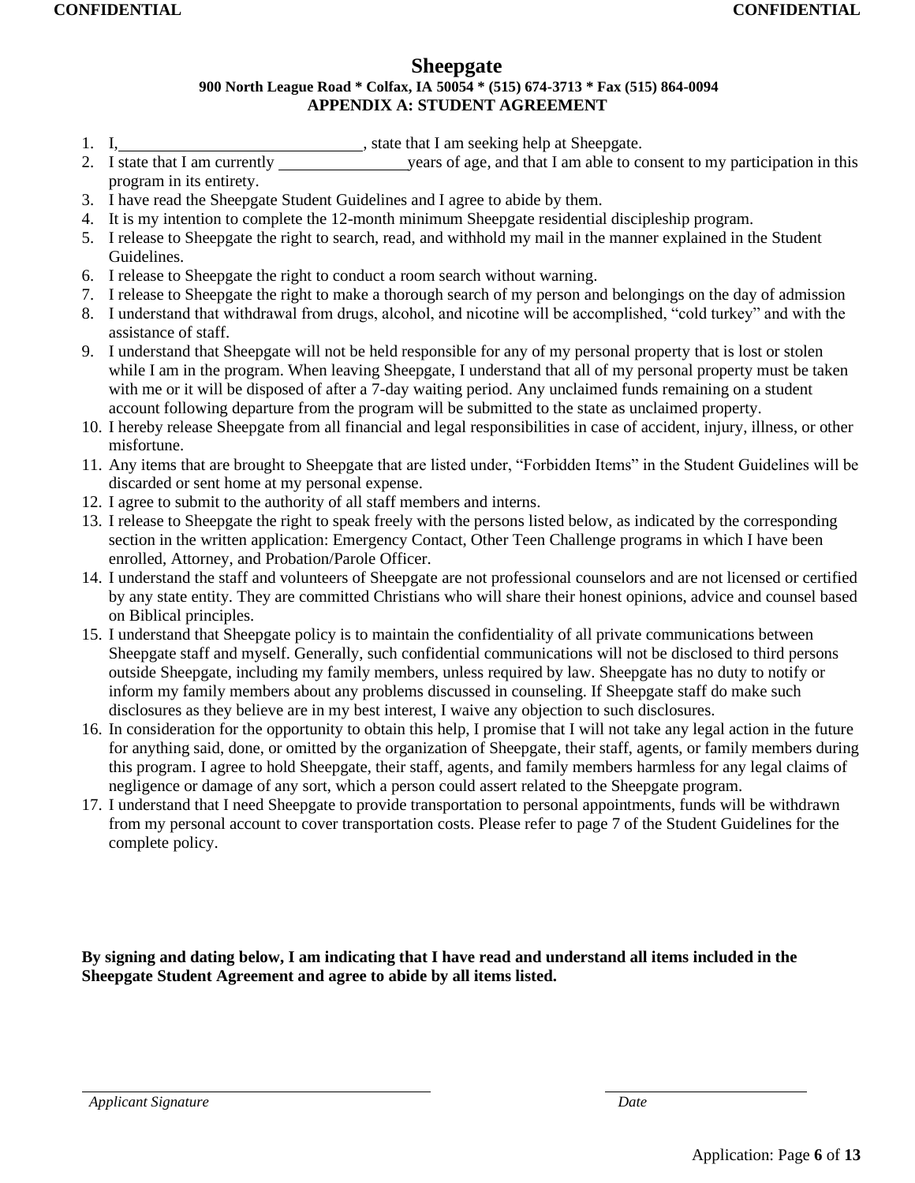# Sheepgate

**900 North League Road * Colfax, IA 50054 * (515) 674-3713 * Fax (515) 864-0094**

**APPENDIX A: STUDENT AGREEMENT**

1. I,\_\_\_\_\_\_\_\_\_\_\_\_\_\_\_\_\_\_\_\_\_\_\_\_\_\_\_\_\_\_, state that I am seeking help at Sheepgate.
2. I state that I am currently \_\_\_\_\_\_\_\_\_\_\_\_\_\_\_\_years of age, and that I am able to consent to my participation in this program in its entirety.
3. I have read the Sheepgate Student Guidelines and I agree to abide by them.
4. It is my intention to complete the 12-month minimum Sheepgate residential discipleship program.
5. I release to Sheepgate the right to search, read, and withhold my mail in the manner explained in the Student Guidelines.
6. I release to Sheepgate the right to conduct a room search without warning.
7. I release to Sheepgate the right to make a thorough search of my person and belongings on the day of admission
8. I understand that withdrawal from drugs, alcohol, and nicotine will be accomplished, "cold turkey" and with the assistance of staff.
9. I understand that Sheepgate will not be held responsible for any of my personal property that is lost or stolen while I am in the program. When leaving Sheepgate, I understand that all of my personal property must be taken with me or it will be disposed of after a 7-day waiting period. Any unclaimed funds remaining on a student account following departure from the program will be submitted to the state as unclaimed property.
10. I hereby release Sheepgate from all financial and legal responsibilities in case of accident, injury, illness, or other misfortune.
11. Any items that are brought to Sheepgate that are listed under, "Forbidden Items" in the Student Guidelines will be discarded or sent home at my personal expense.
12. I agree to submit to the authority of all staff members and interns.
13. I release to Sheepgate the right to speak freely with the persons listed below, as indicated by the corresponding section in the written application: Emergency Contact, Other Teen Challenge programs in which I have been enrolled, Attorney, and Probation/Parole Officer.
14. I understand the staff and volunteers of Sheepgate are not professional counselors and are not licensed or certified by any state entity. They are committed Christians who will share their honest opinions, advice and counsel based on Biblical principles.
15. I understand that Sheepgate policy is to maintain the confidentiality of all private communications between Sheepgate staff and myself. Generally, such confidential communications will not be disclosed to third persons outside Sheepgate, including my family members, unless required by law. Sheepgate has no duty to notify or inform my family members about any problems discussed in counseling. If Sheepgate staff do make such disclosures as they believe are in my best interest, I waive any objection to such disclosures.
16. In consideration for the opportunity to obtain this help, I promise that I will not take any legal action in the future for anything said, done, or omitted by the organization of Sheepgate, their staff, agents, or family members during this program. I agree to hold Sheepgate, their staff, agents, and family members harmless for any legal claims of negligence or damage of any sort, which a person could assert related to the Sheepgate program.
17. I understand that I need Sheepgate to provide transportation to personal appointments, funds will be withdrawn from my personal account to cover transportation costs. Please refer to page 7 of the Student Guidelines for the complete policy.

**By signing and dating below, I am indicating that I have read and understand all items included in the Sheepgate Student Agreement and agree to abide by all items listed.**

\_\_\_\_\_\_\_\_\_\_\_\_\_\_\_\_\_\_\_\_\_\_\_\_\_\_\_\_\_\_\_\_\_\_\_\_\_\_\_\_
*Applicant Signature*

\_\_\_\_\_\_\_\_\_\_\_\_\_\_\_\_\_\_\_\_\_\_\_\_
*Date*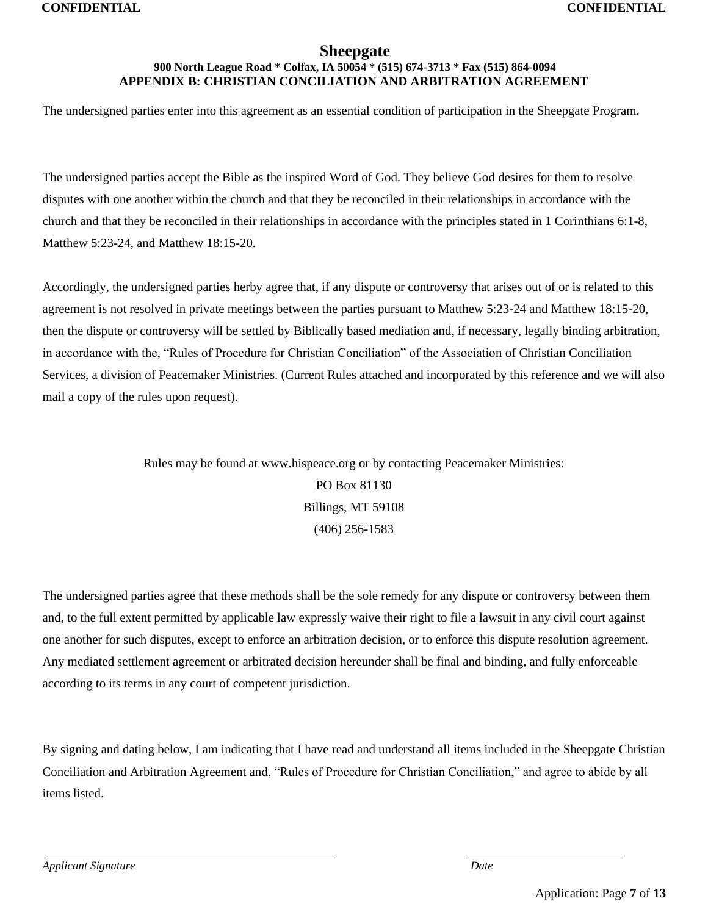# Sheepgate

**900 North League Road * Colfax, IA 50054 * (515) 674-3713 * Fax (515) 864-0094**

## APPENDIX B: CHRISTIAN CONCILIATION AND ARBITRATION AGREEMENT

The undersigned parties enter into this agreement as an essential condition of participation in the Sheepgate Program.

The undersigned parties accept the Bible as the inspired Word of God. They believe God desires for them to resolve disputes with one another within the church and that they be reconciled in their relationships in accordance with the church and that they be reconciled in their relationships in accordance with the principles stated in 1 Corinthians 6:1-8, Matthew 5:23-24, and Matthew 18:15-20.

Accordingly, the undersigned parties herby agree that, if any dispute or controversy that arises out of or is related to this agreement is not resolved in private meetings between the parties pursuant to Matthew 5:23-24 and Matthew 18:15-20, then the dispute or controversy will be settled by Biblically based mediation and, if necessary, legally binding arbitration, in accordance with the, "Rules of Procedure for Christian Conciliation" of the Association of Christian Conciliation Services, a division of Peacemaker Ministries. (Current Rules attached and incorporated by this reference and we will also mail a copy of the rules upon request).

Rules may be found at www.hispeace.org or by contacting Peacemaker Ministries:
PO Box 81130
Billings, MT 59108
(406) 256-1583

The undersigned parties agree that these methods shall be the sole remedy for any dispute or controversy between them and, to the full extent permitted by applicable law expressly waive their right to file a lawsuit in any civil court against one another for such disputes, except to enforce an arbitration decision, or to enforce this dispute resolution agreement. Any mediated settlement agreement or arbitrated decision hereunder shall be final and binding, and fully enforceable according to its terms in any court of competent jurisdiction.

By signing and dating below, I am indicating that I have read and understand all items included in the Sheepgate Christian Conciliation and Arbitration Agreement and, "Rules of Procedure for Christian Conciliation," and agree to abide by all items listed.

_______________________________________ _______________________

*Applicant Signature* *Date*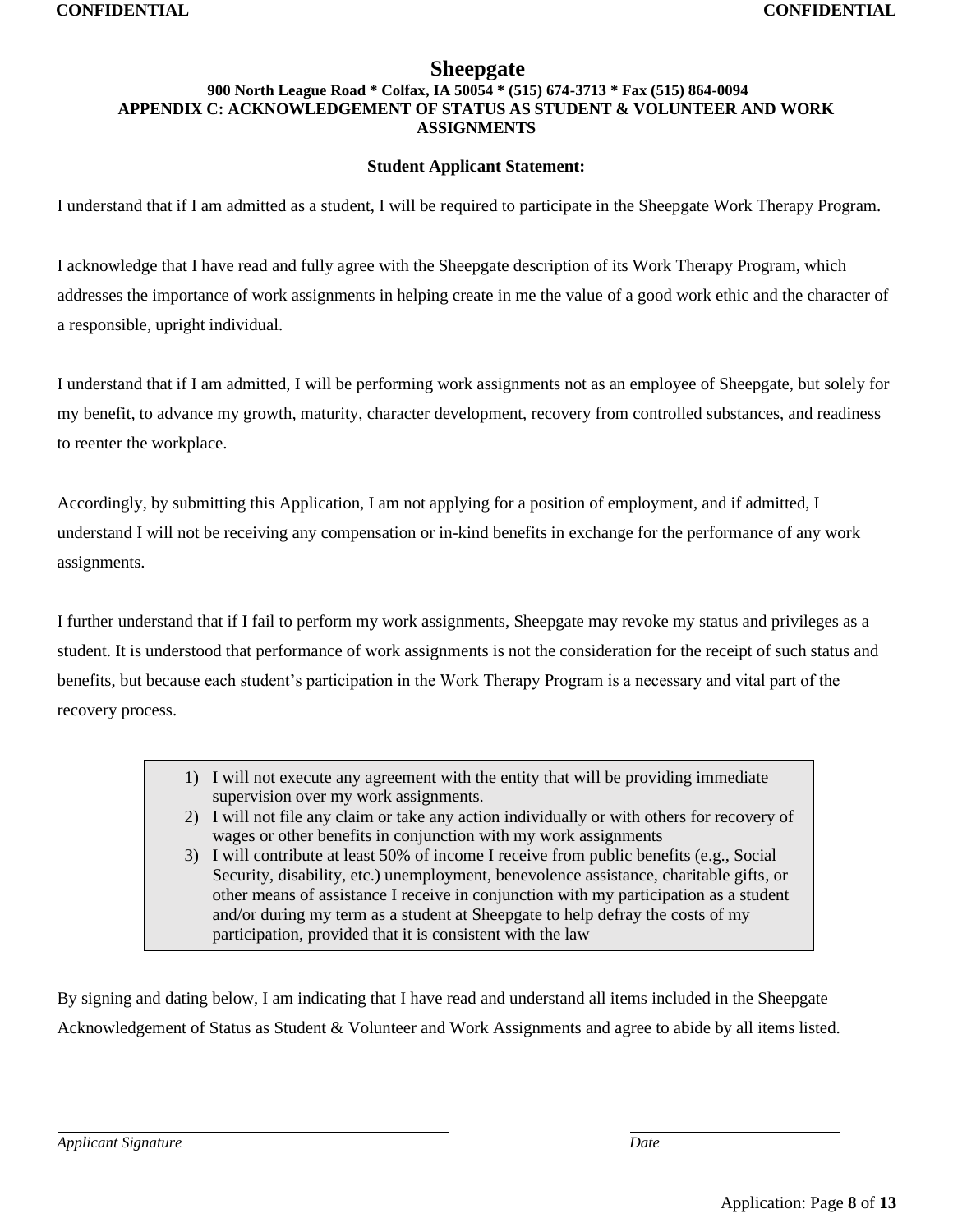# Sheepgate

**900 North League Road * Colfax, IA 50054 * (515) 674-3713 * Fax (515) 864-0094**

**APPENDIX C: ACKNOWLEDGEMENT OF STATUS AS STUDENT & VOLUNTEER AND WORK ASSIGNMENTS**

**Student Applicant Statement:**

I understand that if I am admitted as a student, I will be required to participate in the Sheepgate Work Therapy Program.

I acknowledge that I have read and fully agree with the Sheepgate description of its Work Therapy Program, which addresses the importance of work assignments in helping create in me the value of a good work ethic and the character of a responsible, upright individual.

I understand that if I am admitted, I will be performing work assignments not as an employee of Sheepgate, but solely for my benefit, to advance my growth, maturity, character development, recovery from controlled substances, and readiness to reenter the workplace.

Accordingly, by submitting this Application, I am not applying for a position of employment, and if admitted, I understand I will not be receiving any compensation or in-kind benefits in exchange for the performance of any work assignments.

I further understand that if I fail to perform my work assignments, Sheepgate may revoke my status and privileges as a student. It is understood that performance of work assignments is not the consideration for the receipt of such status and benefits, but because each student's participation in the Work Therapy Program is a necessary and vital part of the recovery process.

1) I will not execute any agreement with the entity that will be providing immediate supervision over my work assignments.
2) I will not file any claim or take any action individually or with others for recovery of wages or other benefits in conjunction with my work assignments
3) I will contribute at least 50% of income I receive from public benefits (e.g., Social Security, disability, etc.) unemployment, benevolence assistance, charitable gifts, or other means of assistance I receive in conjunction with my participation as a student and/or during my term as a student at Sheepgate to help defray the costs of my participation, provided that it is consistent with the law

By signing and dating below, I am indicating that I have read and understand all items included in the Sheepgate Acknowledgement of Status as Student & Volunteer and Work Assignments and agree to abide by all items listed.

______________________________ ______________________

*Applicant Signature* *Date*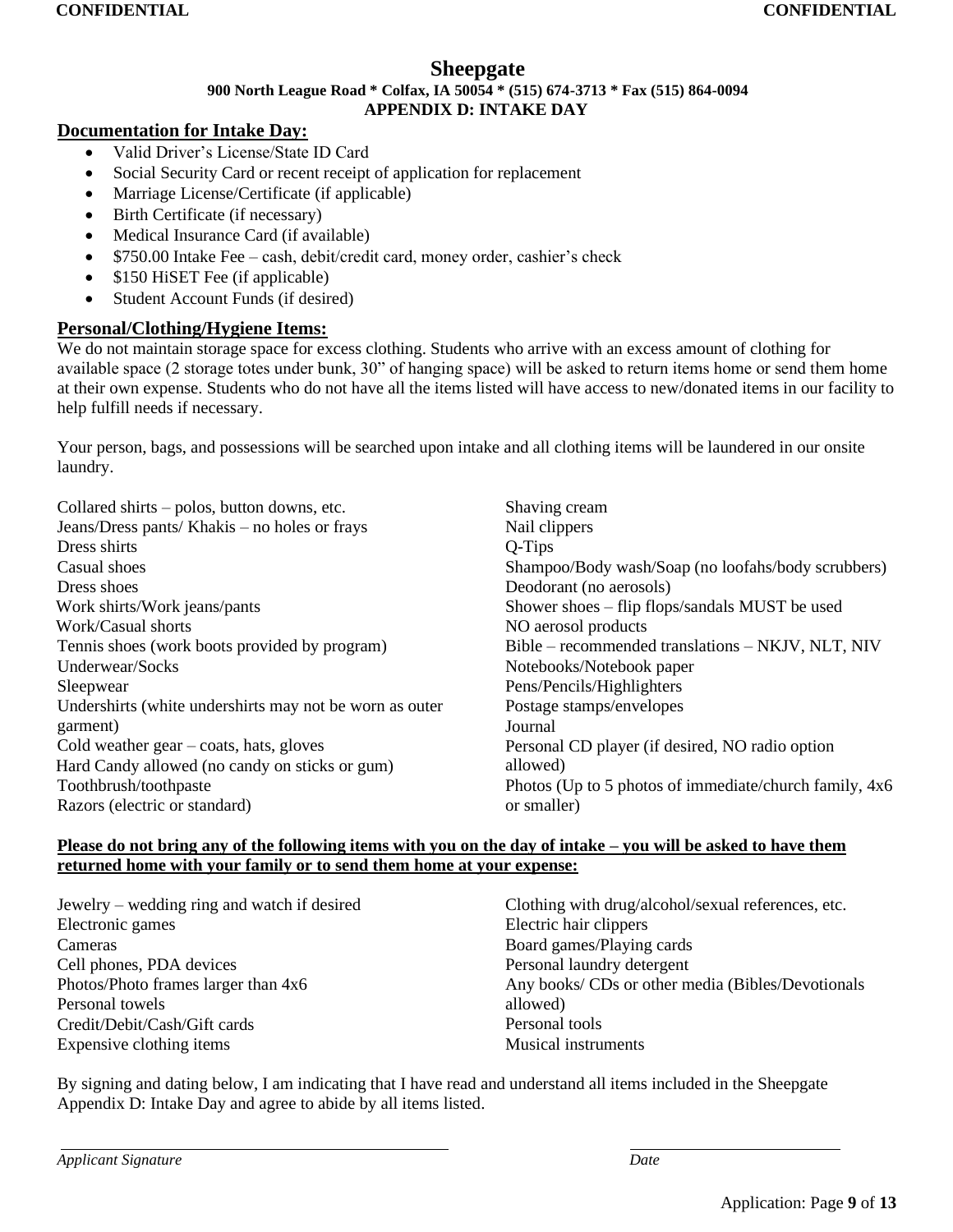# Sheepgate

**900 North League Road * Colfax, IA 50054 * (515) 674-3713 * Fax (515) 864-0094**

**APPENDIX D: INTAKE DAY**

## Documentation for Intake Day:

- Valid Driver's License/State ID Card
- Social Security Card or recent receipt of application for replacement
- Marriage License/Certificate (if applicable)
- Birth Certificate (if necessary)
- Medical Insurance Card (if available)
- $750.00 Intake Fee – cash, debit/credit card, money order, cashier's check
- $150 HiSET Fee (if applicable)
- Student Account Funds (if desired)

## Personal/Clothing/Hygiene Items:

We do not maintain storage space for excess clothing. Students who arrive with an excess amount of clothing for available space (2 storage totes under bunk, 30" of hanging space) will be asked to return items home or send them home at their own expense. Students who do not have all the items listed will have access to new/donated items in our facility to help fulfill needs if necessary.

Your person, bags, and possessions will be searched upon intake and all clothing items will be laundered in our onsite laundry.

Collared shirts – polos, button downs, etc.
Jeans/Dress pants/ Khakis – no holes or frays
Dress shirts
Casual shoes
Dress shoes
Work shirts/Work jeans/pants
Work/Casual shorts
Tennis shoes (work boots provided by program)
Underwear/Socks
Sleepwear
Undershirts (white undershirts may not be worn as outer garment)
Cold weather gear – coats, hats, gloves
Hard Candy allowed (no candy on sticks or gum)
Toothbrush/toothpaste
Razors (electric or standard)
Shaving cream
Nail clippers
Q-Tips
Shampoo/Body wash/Soap (no loofahs/body scrubbers)
Deodorant (no aerosols)
Shower shoes – flip flops/sandals MUST be used
NO aerosol products
Bible – recommended translations – NKJV, NLT, NIV
Notebooks/Notebook paper
Pens/Pencils/Highlighters
Postage stamps/envelopes
Journal
Personal CD player (if desired, NO radio option allowed)
Photos (Up to 5 photos of immediate/church family, 4x6 or smaller)

**Please do not bring any of the following items with you on the day of intake – you will be asked to have them returned home with your family or to send them home at your expense:**

Jewelry – wedding ring and watch if desired
Electronic games
Cameras
Cell phones, PDA devices
Photos/Photo frames larger than 4x6
Personal towels
Credit/Debit/Cash/Gift cards
Expensive clothing items
Clothing with drug/alcohol/sexual references, etc.
Electric hair clippers
Board games/Playing cards
Personal laundry detergent
Any books/ CDs or other media (Bibles/Devotionals allowed)
Personal tools
Musical instruments

By signing and dating below, I am indicating that I have read and understand all items included in the Sheepgate Appendix D: Intake Day and agree to abide by all items listed.

______________________________ ______________________

*Applicant Signature* *Date*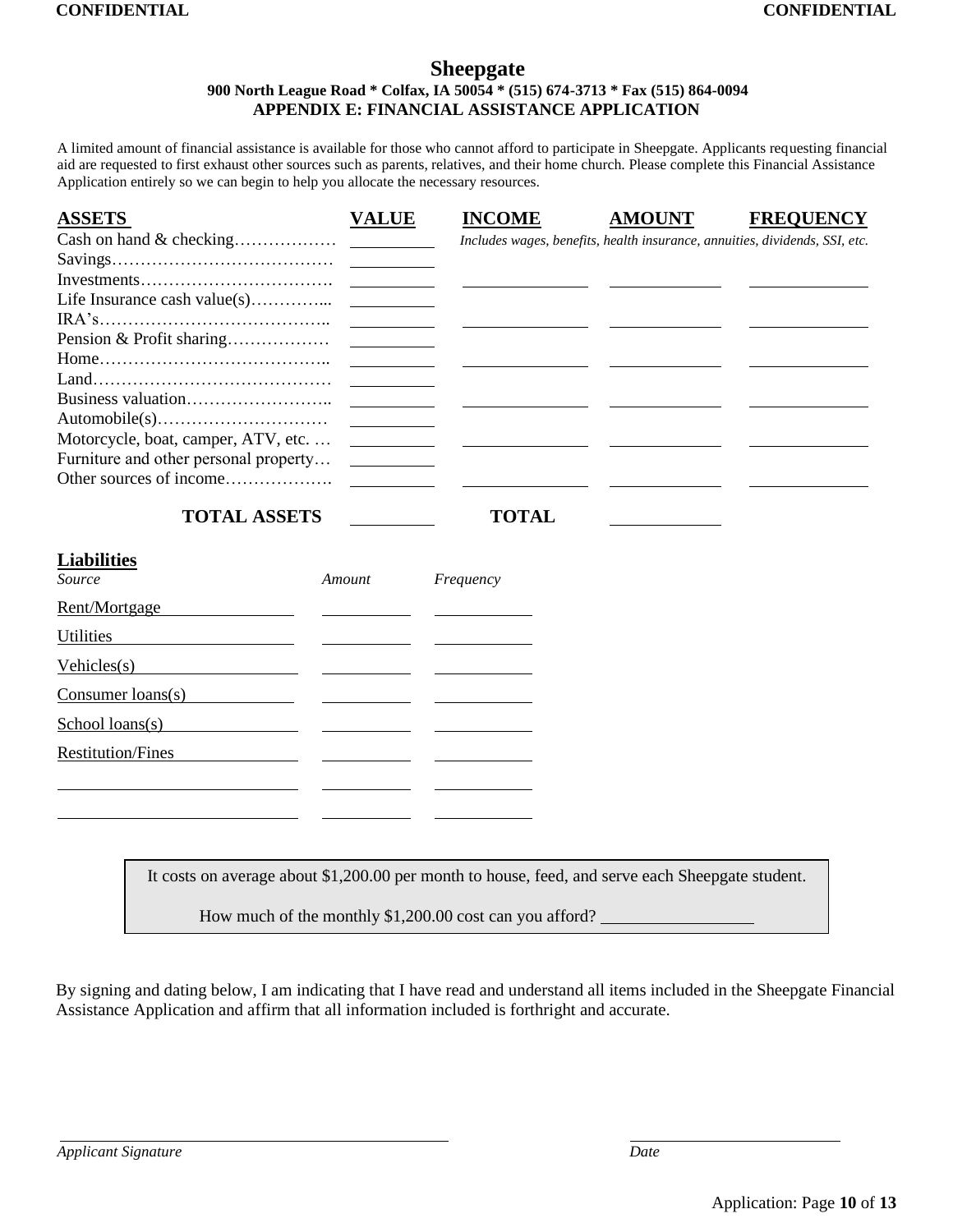CONFIDENTIAL CONFIDENTIAL

# Sheepgate

**900 North League Road * Colfax, IA 50054 * (515) 674-3713 * Fax (515) 864-0094**

**APPENDIX E: FINANCIAL ASSISTANCE APPLICATION**

A limited amount of financial assistance is available for those who cannot afford to participate in Sheepgate. Applicants requesting financial aid are requested to first exhaust other sources such as parents, relatives, and their home church. Please complete this Financial Assistance Application entirely so we can begin to help you allocate the necessary resources.

| **ASSETS** | **VALUE** | **INCOME** | **AMOUNT** | **FREQUENCY** |
|---|---|---|---|---|
| Cash on hand & checking……………… | ______ | *Includes wages, benefits, health insurance, annuities, dividends, SSI, etc.* | | |
| Savings………………………………… | ______ | | | |
| Investments……………………………. | ______ | ______ | ______ | ______ |
| Life Insurance cash value(s)…………... | ______ | | | |
| IRA's………………………………….. | ______ | ______ | ______ | ______ |
| Pension & Profit sharing……………… | ______ | | | |
| Home………………………………….. | ______ | ______ | ______ | ______ |
| Land…………………………………… | ______ | | | |
| Business valuation…………………….. | ______ | ______ | ______ | ______ |
| Automobile(s)………………………… | ______ | | | |
| Motorcycle, boat, camper, ATV, etc. … | ______ | ______ | ______ | ______ |
| Furniture and other personal property… | ______ | | | |
| Other sources of income………………. | ______ | ______ | ______ | ______ |
| **TOTAL ASSETS** | ______ | **TOTAL** | ______ | |

**Liabilities**

| *Source* | *Amount* | *Frequency* |
|---|---|---|
| Rent/Mortgage | ______ | ______ |
| Utilities | ______ | ______ |
| Vehicles(s) | ______ | ______ |
| Consumer loans(s) | ______ | ______ |
| School loans(s) | ______ | ______ |
| Restitution/Fines | ______ | ______ |
| ______ | ______ | ______ |
| ______ | ______ | ______ |

It costs on average about $1,200.00 per month to house, feed, and serve each Sheepgate student.

How much of the monthly $1,200.00 cost can you afford? ______________

By signing and dating below, I am indicating that I have read and understand all items included in the Sheepgate Financial Assistance Application and affirm that all information included is forthright and accurate.

______________________________ ______________

*Applicant Signature* *Date*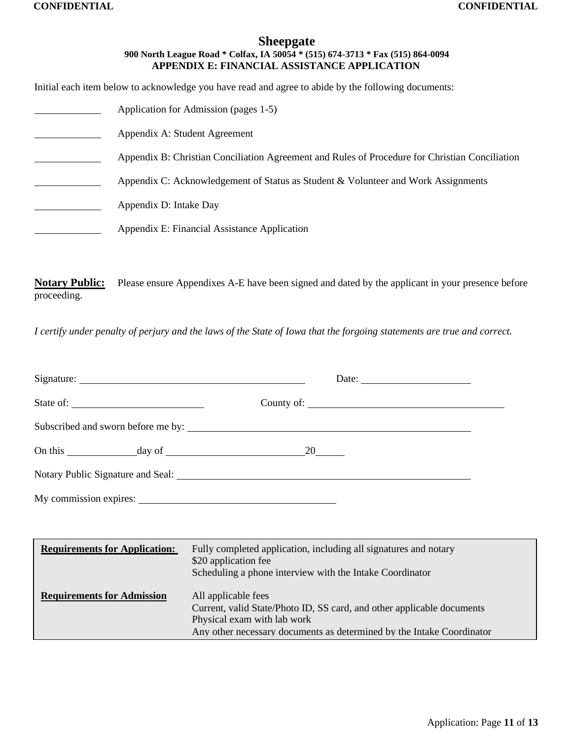CONFIDENTIAL CONFIDENTIAL

# Sheepgate

**900 North League Road * Colfax, IA 50054 * (515) 674-3713 * Fax (515) 864-0094**

**APPENDIX E: FINANCIAL ASSISTANCE APPLICATION**

Initial each item below to acknowledge you have read and agree to abide by the following documents:

_____________ Application for Admission (pages 1-5)

_____________ Appendix A: Student Agreement

_____________ Appendix B: Christian Conciliation Agreement and Rules of Procedure for Christian Conciliation

_____________ Appendix C: Acknowledgement of Status as Student & Volunteer and Work Assignments

_____________ Appendix D: Intake Day

_____________ Appendix E: Financial Assistance Application

**Notary Public:** Please ensure Appendixes A-E have been signed and dated by the applicant in your presence before proceeding.

*I certify under penalty of perjury and the laws of the State of Iowa that the forgoing statements are true and correct.*

Signature: ____________________________________________ Date: ____________________

State of: ________________________ County of: ______________________________________

Subscribed and sworn before me by: ________________________________________________________

On this ____________ day of __________________________ 20______

Notary Public Signature and Seal: ________________________________________________________

My commission expires: ____________________________________

| | |
|---|---|
| **Requirements for Application:** | Fully completed application, including all signatures and notary<br>$20 application fee<br>Scheduling a phone interview with the Intake Coordinator |
| **Requirements for Admission** | All applicable fees<br>Current, valid State/Photo ID, SS card, and other applicable documents<br>Physical exam with lab work<br>Any other necessary documents as determined by the Intake Coordinator |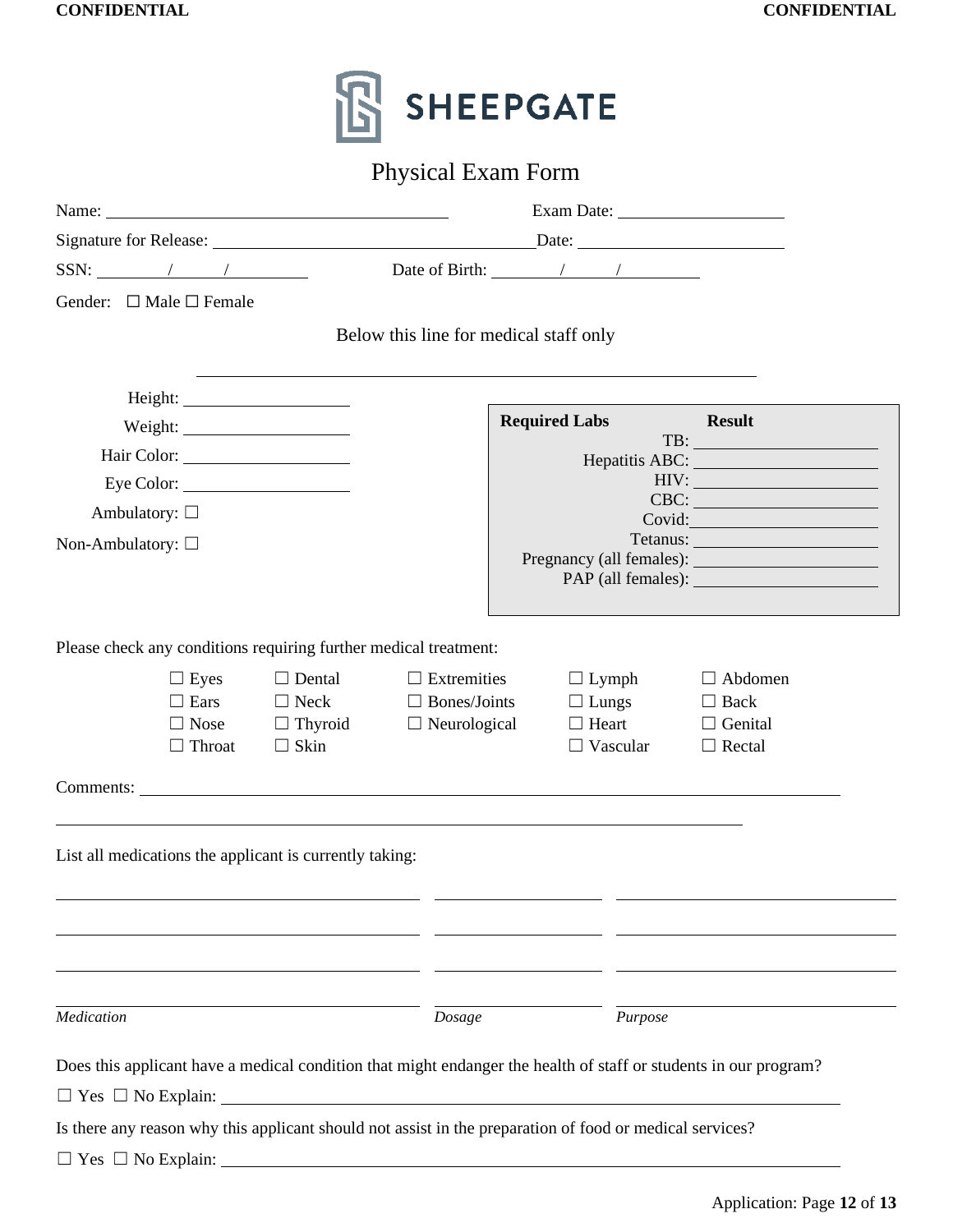SHEEPGATE

# Physical Exam Form

Name: ______________________________ Exam Date: ______________

Signature for Release: ____________________________ Date: ________________

SSN: _______ / _____ / ________ Date of Birth: _______ / _____ / ________

Gender: ☐ Male ☐ Female

Below this line for medical staff only

---

Height: ______________

Weight: ______________

Hair Color: ______________

Eye Color: ______________

Ambulatory: ☐

Non-Ambulatory: ☐

| Required Labs | Result |
|---|---|
| TB: | |
| Hepatitis ABC: | |
| HIV: | |
| CBC: | |
| Covid: | |
| Tetanus: | |
| Pregnancy (all females): | |
| PAP (all females): | |

Please check any conditions requiring further medical treatment:

| | | | | |
|---|---|---|---|---|
| ☐ Eyes | ☐ Dental | ☐ Extremities | ☐ Lymph | ☐ Abdomen |
| ☐ Ears | ☐ Neck | ☐ Bones/Joints | ☐ Lungs | ☐ Back |
| ☐ Nose | ☐ Thyroid | ☐ Neurological | ☐ Heart | ☐ Genital |
| ☐ Throat | ☐ Skin | | ☐ Vascular | ☐ Rectal |

Comments: ____________________________________________________________

____________________________________________________________

List all medications the applicant is currently taking:

| *Medication* | *Dosage* | *Purpose* |
|---|---|---|
| | | |
| | | |
| | | |
| | | |

Does this applicant have a medical condition that might endanger the health of staff or students in our program?

☐ Yes ☐ No Explain: ____________________________________________________________

Is there any reason why this applicant should not assist in the preparation of food or medical services?

☐ Yes ☐ No Explain: ____________________________________________________________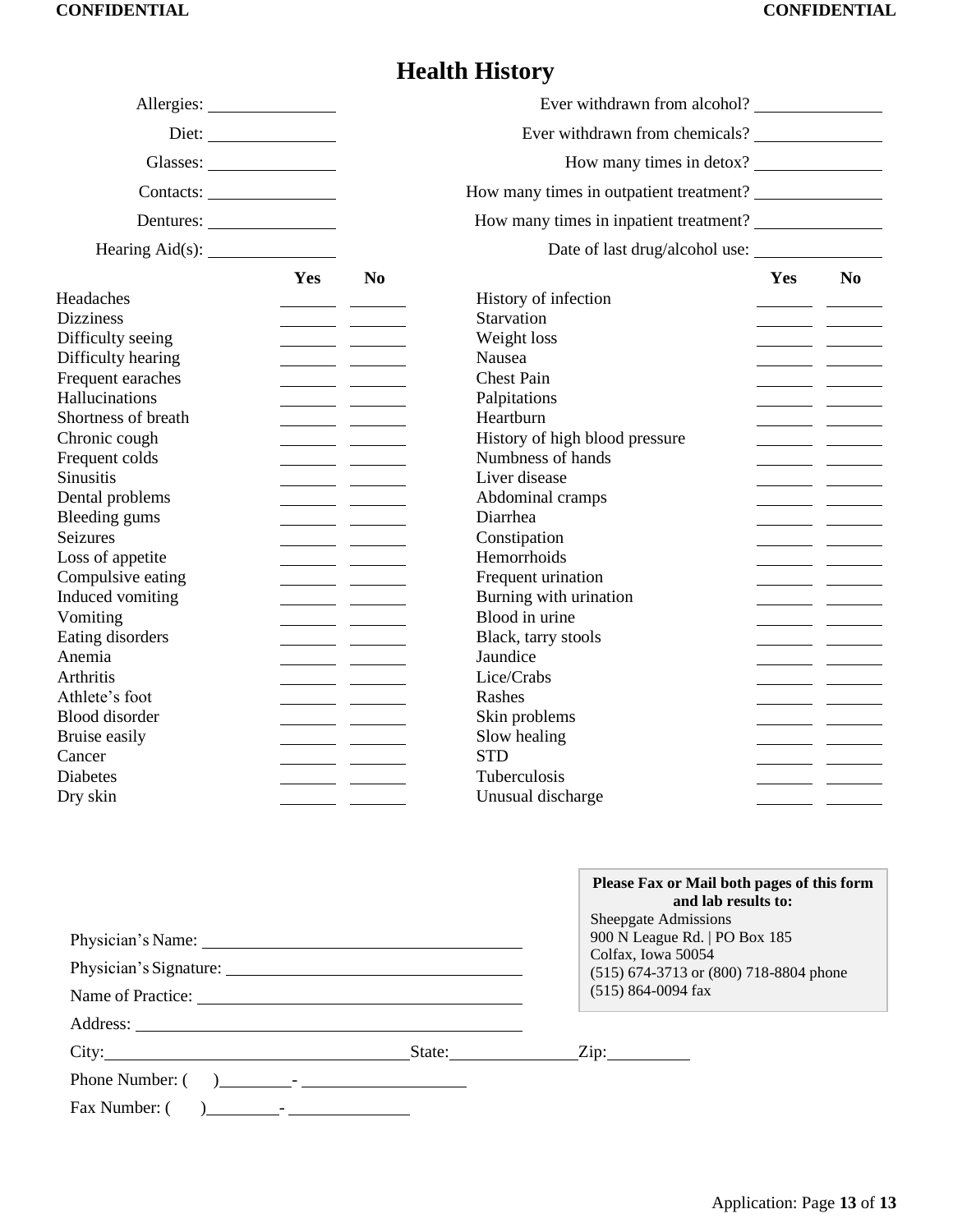# Health History

Allergies: ______________

Diet: ______________

Glasses: ______________

Contacts: ______________

Dentures: ______________

Hearing Aid(s): ______________

Ever withdrawn from alcohol? ______________

Ever withdrawn from chemicals? ______________

How many times in detox? ______________

How many times in outpatient treatment? ______________

How many times in inpatient treatment? ______________

Date of last drug/alcohol use: ______________

| | Yes | No | | Yes | No |
|---|---|---|---|---|---|
| Headaches | ____ | ____ | History of infection | ____ | ____ |
| Dizziness | ____ | ____ | Starvation | ____ | ____ |
| Difficulty seeing | ____ | ____ | Weight loss | ____ | ____ |
| Difficulty hearing | ____ | ____ | Nausea | ____ | ____ |
| Frequent earaches | ____ | ____ | Chest Pain | ____ | ____ |
| Hallucinations | ____ | ____ | Palpitations | ____ | ____ |
| Shortness of breath | ____ | ____ | Heartburn | ____ | ____ |
| Chronic cough | ____ | ____ | History of high blood pressure | ____ | ____ |
| Frequent colds | ____ | ____ | Numbness of hands | ____ | ____ |
| Sinusitis | ____ | ____ | Liver disease | ____ | ____ |
| Dental problems | ____ | ____ | Abdominal cramps | ____ | ____ |
| Bleeding gums | ____ | ____ | Diarrhea | ____ | ____ |
| Seizures | ____ | ____ | Constipation | ____ | ____ |
| Loss of appetite | ____ | ____ | Hemorrhoids | ____ | ____ |
| Compulsive eating | ____ | ____ | Frequent urination | ____ | ____ |
| Induced vomiting | ____ | ____ | Burning with urination | ____ | ____ |
| Vomiting | ____ | ____ | Blood in urine | ____ | ____ |
| Eating disorders | ____ | ____ | Black, tarry stools | ____ | ____ |
| Anemia | ____ | ____ | Jaundice | ____ | ____ |
| Arthritis | ____ | ____ | Lice/Crabs | ____ | ____ |
| Athlete's foot | ____ | ____ | Rashes | ____ | ____ |
| Blood disorder | ____ | ____ | Skin problems | ____ | ____ |
| Bruise easily | ____ | ____ | Slow healing | ____ | ____ |
| Cancer | ____ | ____ | STD | ____ | ____ |
| Diabetes | ____ | ____ | Tuberculosis | ____ | ____ |
| Dry skin | ____ | ____ | Unusual discharge | ____ | ____ |

**Please Fax or Mail both pages of this form and lab results to:**
Sheepgate Admissions
900 N League Rd. | PO Box 185
Colfax, Iowa 50054
(515) 674-3713 or (800) 718-8804 phone
(515) 864-0094 fax

Physician's Name: ______________________________

Physician's Signature: ______________________________

Name of Practice: ______________________________

Address: ______________________________

City: ______________________ State: ____________ Zip: ________

Phone Number: (     ) ________ - ______________

Fax Number: (     ) ________ - ______________